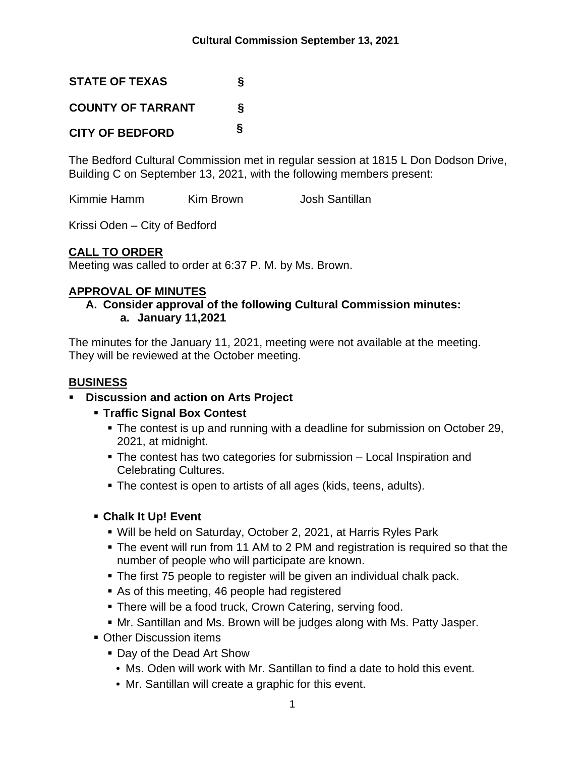**Cultural Commission September 13, 2021**

**STATE OF TEXAS §**

**COUNTY OF TARRANT §**

**CITY OF BEDFORD §**

The Bedford Cultural Commission met in regular session at 1815 L Don Dodson Drive, Building C on September 13, 2021, with the following members present:

Kimmie Hamm    Kim Brown    Josh Santillan

Krissi Oden – City of Bedford

## CALL TO ORDER

Meeting was called to order at 6:37 P. M. by Ms. Brown.

## APPROVAL OF MINUTES

**A. Consider approval of the following Cultural Commission minutes:**

**a. January 11,2021**

The minutes for the January 11, 2021, meeting were not available at the meeting. They will be reviewed at the October meeting.

## BUSINESS

- **Discussion and action on Arts Project**
  - **Traffic Signal Box Contest**
    - The contest is up and running with a deadline for submission on October 29, 2021, at midnight.
    - The contest has two categories for submission – Local Inspiration and Celebrating Cultures.
    - The contest is open to artists of all ages (kids, teens, adults).
  - **Chalk It Up! Event**
    - Will be held on Saturday, October 2, 2021, at Harris Ryles Park
    - The event will run from 11 AM to 2 PM and registration is required so that the number of people who will participate are known.
    - The first 75 people to register will be given an individual chalk pack.
    - As of this meeting, 46 people had registered
    - There will be a food truck, Crown Catering, serving food.
    - Mr. Santillan and Ms. Brown will be judges along with Ms. Patty Jasper.
  - Other Discussion items
    - Day of the Dead Art Show
      - Ms. Oden will work with Mr. Santillan to find a date to hold this event.
      - Mr. Santillan will create a graphic for this event.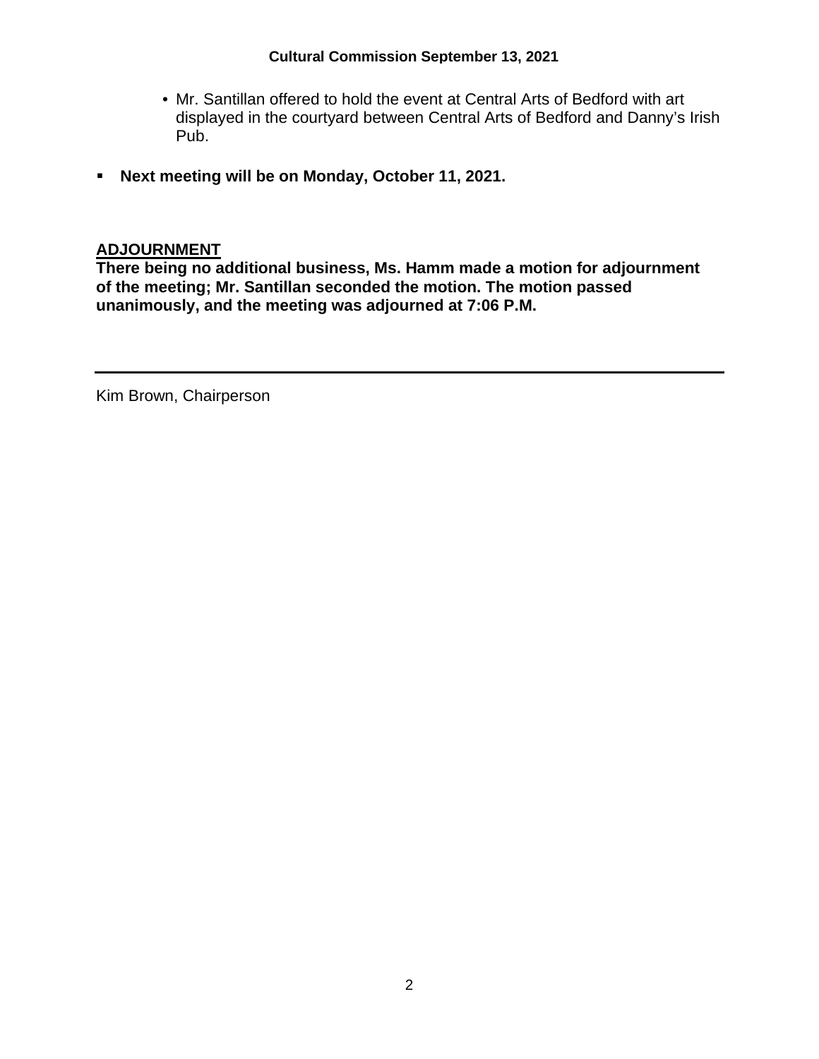- Mr. Santillan offered to hold the event at Central Arts of Bedford with art displayed in the courtyard between Central Arts of Bedford and Danny's Irish Pub.

- **Next meeting will be on Monday, October 11, 2021.**

## ADJOURNMENT

**There being no additional business, Ms. Hamm made a motion for adjournment of the meeting; Mr. Santillan seconded the motion. The motion passed unanimously, and the meeting was adjourned at 7:06 P.M.**

---

Kim Brown, Chairperson